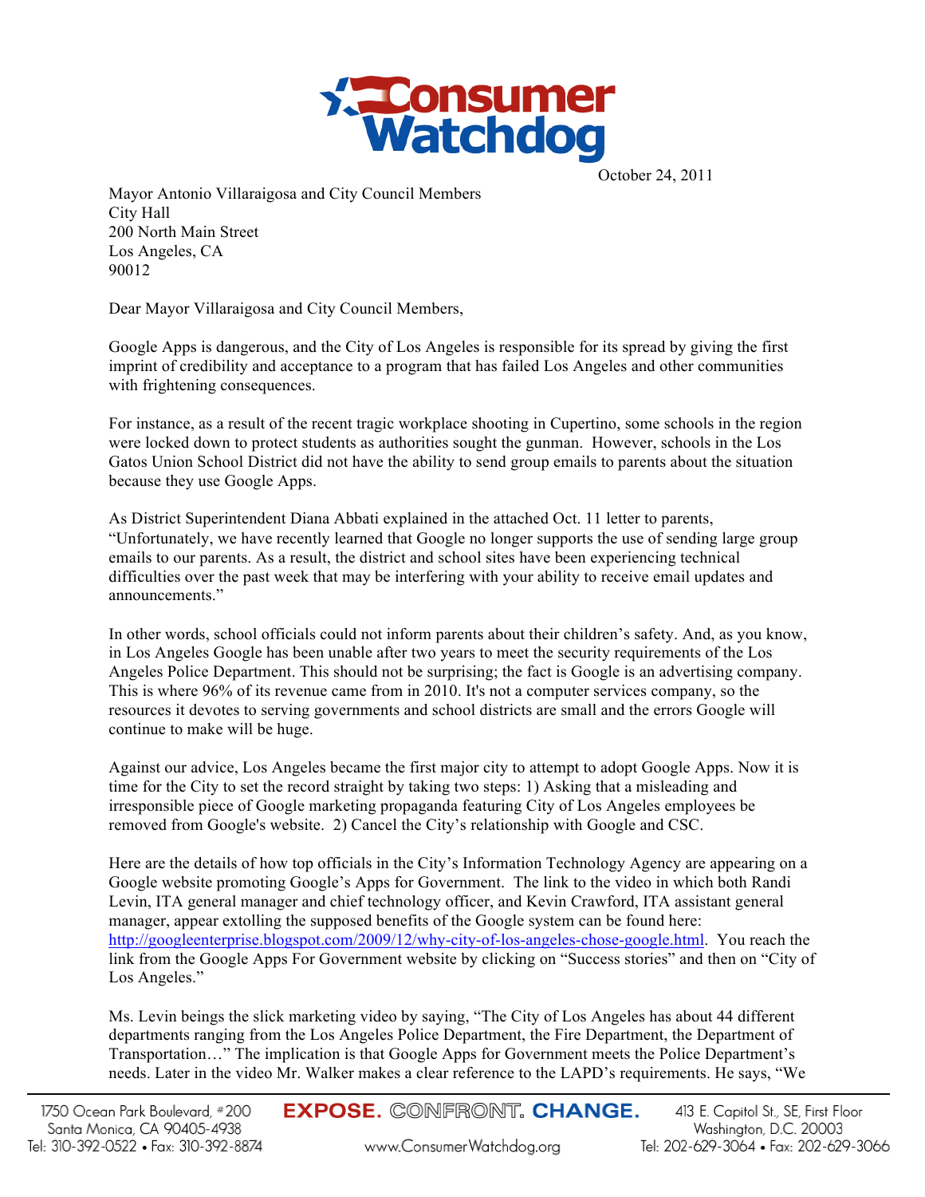# Consumer Watchdog

October 24, 2011

Mayor Antonio Villaraigosa and City Council Members
City Hall
200 North Main Street
Los Angeles, CA
90012

Dear Mayor Villaraigosa and City Council Members,

Google Apps is dangerous, and the City of Los Angeles is responsible for its spread by giving the first imprint of credibility and acceptance to a program that has failed Los Angeles and other communities with frightening consequences.

For instance, as a result of the recent tragic workplace shooting in Cupertino, some schools in the region were locked down to protect students as authorities sought the gunman. However, schools in the Los Gatos Union School District did not have the ability to send group emails to parents about the situation because they use Google Apps.

As District Superintendent Diana Abbati explained in the attached Oct. 11 letter to parents, "Unfortunately, we have recently learned that Google no longer supports the use of sending large group emails to our parents. As a result, the district and school sites have been experiencing technical difficulties over the past week that may be interfering with your ability to receive email updates and announcements."

In other words, school officials could not inform parents about their children's safety. And, as you know, in Los Angeles Google has been unable after two years to meet the security requirements of the Los Angeles Police Department. This should not be surprising; the fact is Google is an advertising company. This is where 96% of its revenue came from in 2010. It's not a computer services company, so the resources it devotes to serving governments and school districts are small and the errors Google will continue to make will be huge.

Against our advice, Los Angeles became the first major city to attempt to adopt Google Apps. Now it is time for the City to set the record straight by taking two steps: 1) Asking that a misleading and irresponsible piece of Google marketing propaganda featuring City of Los Angeles employees be removed from Google's website. 2) Cancel the City's relationship with Google and CSC.

Here are the details of how top officials in the City's Information Technology Agency are appearing on a Google website promoting Google's Apps for Government. The link to the video in which both Randi Levin, ITA general manager and chief technology officer, and Kevin Crawford, ITA assistant general manager, appear extolling the supposed benefits of the Google system can be found here: http://googleenterprise.blogspot.com/2009/12/why-city-of-los-angeles-chose-google.html. You reach the link from the Google Apps For Government website by clicking on "Success stories" and then on "City of Los Angeles."

Ms. Levin beings the slick marketing video by saying, "The City of Los Angeles has about 44 different departments ranging from the Los Angeles Police Department, the Fire Department, the Department of Transportation…" The implication is that Google Apps for Government meets the Police Department's needs. Later in the video Mr. Walker makes a clear reference to the LAPD's requirements. He says, "We

1750 Ocean Park Boulevard, #200
Santa Monica, CA 90405-4938
Tel: 310-392-0522 • Fax: 310-392-8874

EXPOSE. CONFRONT. CHANGE.
www.ConsumerWatchdog.org

413 E. Capitol St., SE, First Floor
Washington, D.C. 20003
Tel: 202-629-3064 • Fax: 202-629-3066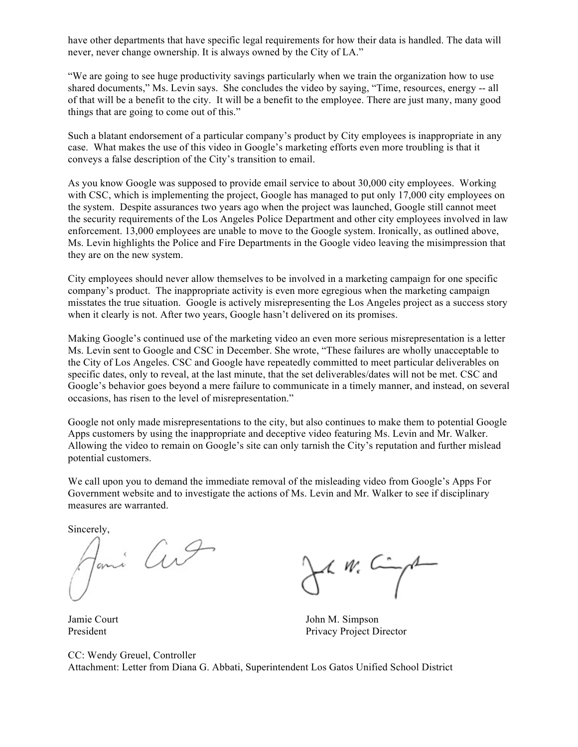have other departments that have specific legal requirements for how their data is handled. The data will never, never change ownership. It is always owned by the City of LA."

"We are going to see huge productivity savings particularly when we train the organization how to use shared documents," Ms. Levin says. She concludes the video by saying, "Time, resources, energy -- all of that will be a benefit to the city. It will be a benefit to the employee. There are just many, many good things that are going to come out of this."

Such a blatant endorsement of a particular company's product by City employees is inappropriate in any case. What makes the use of this video in Google's marketing efforts even more troubling is that it conveys a false description of the City's transition to email.

As you know Google was supposed to provide email service to about 30,000 city employees. Working with CSC, which is implementing the project, Google has managed to put only 17,000 city employees on the system. Despite assurances two years ago when the project was launched, Google still cannot meet the security requirements of the Los Angeles Police Department and other city employees involved in law enforcement. 13,000 employees are unable to move to the Google system. Ironically, as outlined above, Ms. Levin highlights the Police and Fire Departments in the Google video leaving the misimpression that they are on the new system.

City employees should never allow themselves to be involved in a marketing campaign for one specific company's product. The inappropriate activity is even more egregious when the marketing campaign misstates the true situation. Google is actively misrepresenting the Los Angeles project as a success story when it clearly is not. After two years, Google hasn't delivered on its promises.

Making Google's continued use of the marketing video an even more serious misrepresentation is a letter Ms. Levin sent to Google and CSC in December. She wrote, "These failures are wholly unacceptable to the City of Los Angeles. CSC and Google have repeatedly committed to meet particular deliverables on specific dates, only to reveal, at the last minute, that the set deliverables/dates will not be met. CSC and Google's behavior goes beyond a mere failure to communicate in a timely manner, and instead, on several occasions, has risen to the level of misrepresentation."

Google not only made misrepresentations to the city, but also continues to make them to potential Google Apps customers by using the inappropriate and deceptive video featuring Ms. Levin and Mr. Walker. Allowing the video to remain on Google's site can only tarnish the City's reputation and further mislead potential customers.

We call upon you to demand the immediate removal of the misleading video from Google's Apps For Government website and to investigate the actions of Ms. Levin and Mr. Walker to see if disciplinary measures are warranted.

Sincerely,

Jamie Court
President

John M. Simpson
Privacy Project Director

CC: Wendy Greuel, Controller
Attachment: Letter from Diana G. Abbati, Superintendent Los Gatos Unified School District